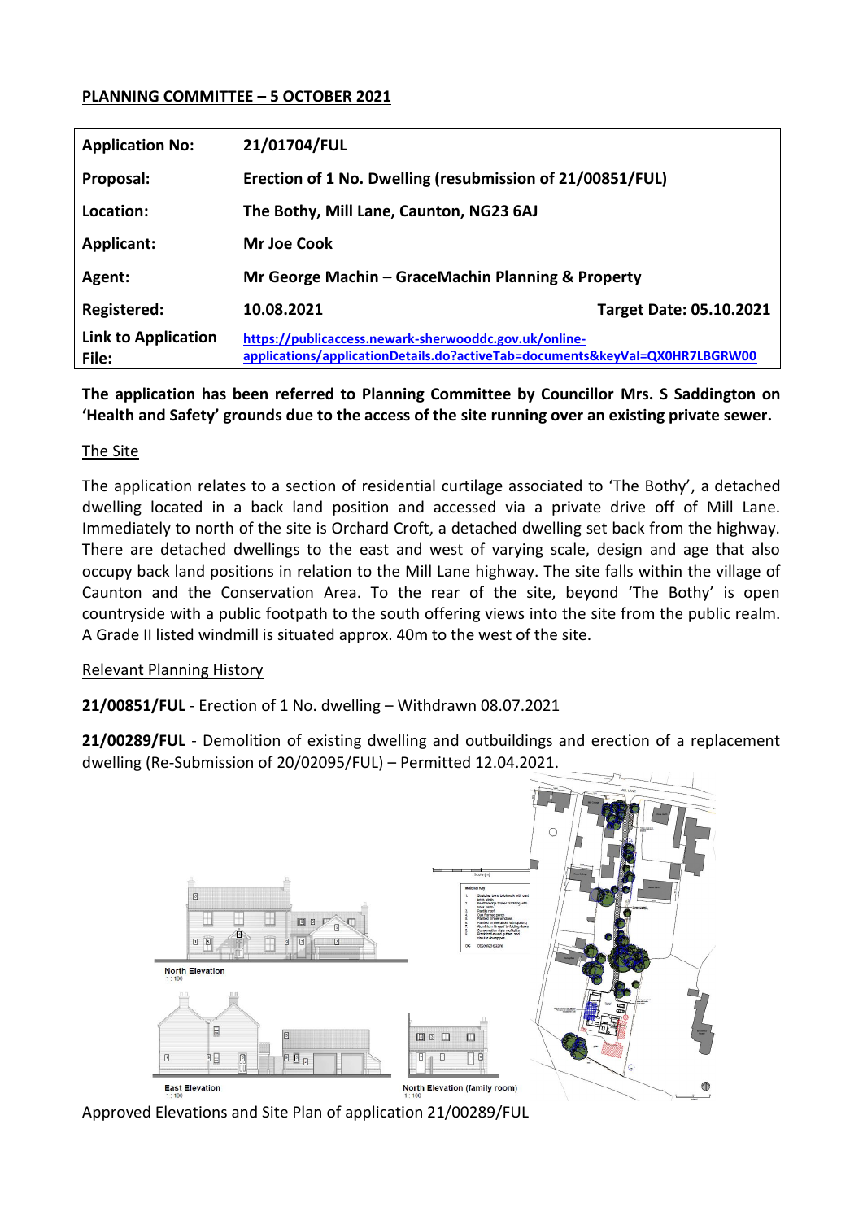**PLANNING COMMITTEE – 5 OCTOBER 2021**

| | | |
|---|---|---|
| **Application No:** | **21/01704/FUL** | |
| **Proposal:** | **Erection of 1 No. Dwelling (resubmission of 21/00851/FUL)** | |
| **Location:** | **The Bothy, Mill Lane, Caunton, NG23 6AJ** | |
| **Applicant:** | **Mr Joe Cook** | |
| **Agent:** | **Mr George Machin – GraceMachin Planning & Property** | |
| **Registered:** | **10.08.2021** | **Target Date: 05.10.2021** |
| **Link to Application File:** | https://publicaccess.newark-sherwooddc.gov.uk/online-applications/applicationDetails.do?activeTab=documents&keyVal=QX0HR7LBGRW00 | |

**The application has been referred to Planning Committee by Councillor Mrs. S Saddington on 'Health and Safety' grounds due to the access of the site running over an existing private sewer.**

The Site

The application relates to a section of residential curtilage associated to 'The Bothy', a detached dwelling located in a back land position and accessed via a private drive off of Mill Lane. Immediately to north of the site is Orchard Croft, a detached dwelling set back from the highway. There are detached dwellings to the east and west of varying scale, design and age that also occupy back land positions in relation to the Mill Lane highway. The site falls within the village of Caunton and the Conservation Area. To the rear of the site, beyond 'The Bothy' is open countryside with a public footpath to the south offering views into the site from the public realm. A Grade II listed windmill is situated approx. 40m to the west of the site.

Relevant Planning History

**21/00851/FUL** - Erection of 1 No. dwelling – Withdrawn 08.07.2021

**21/00289/FUL** - Demolition of existing dwelling and outbuildings and erection of a replacement dwelling (Re-Submission of 20/02095/FUL) – Permitted 12.04.2021.

Approved Elevations and Site Plan of application 21/00289/FUL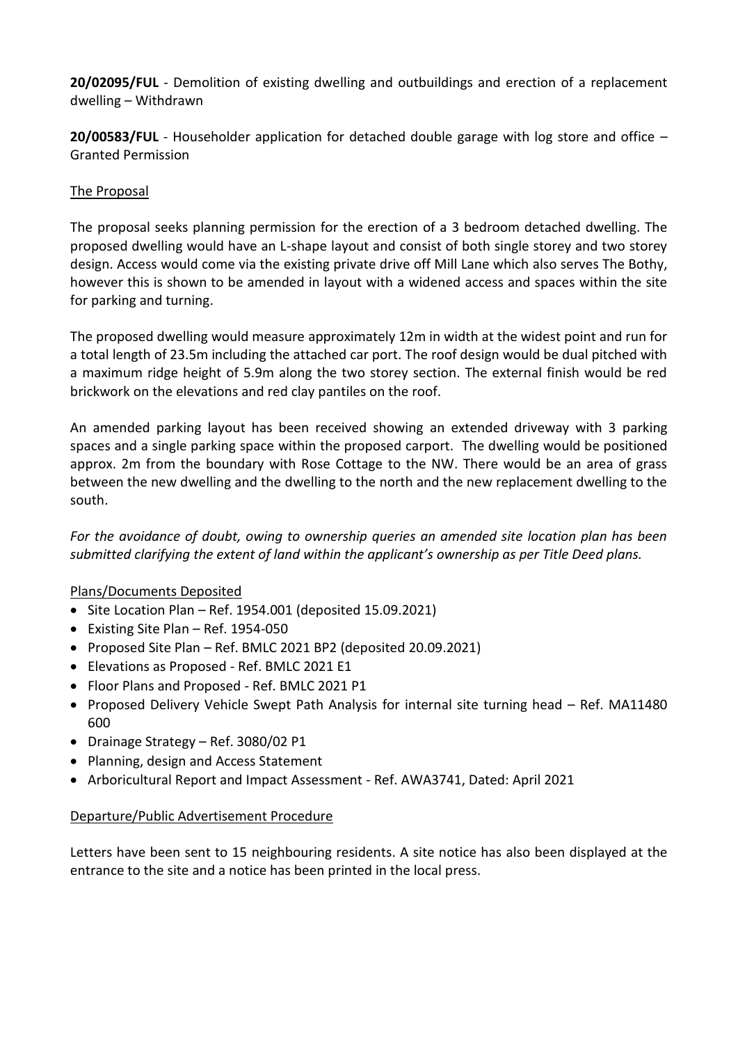**20/02095/FUL** - Demolition of existing dwelling and outbuildings and erection of a replacement dwelling – Withdrawn

**20/00583/FUL** - Householder application for detached double garage with log store and office – Granted Permission

## The Proposal

The proposal seeks planning permission for the erection of a 3 bedroom detached dwelling. The proposed dwelling would have an L-shape layout and consist of both single storey and two storey design. Access would come via the existing private drive off Mill Lane which also serves The Bothy, however this is shown to be amended in layout with a widened access and spaces within the site for parking and turning.

The proposed dwelling would measure approximately 12m in width at the widest point and run for a total length of 23.5m including the attached car port. The roof design would be dual pitched with a maximum ridge height of 5.9m along the two storey section. The external finish would be red brickwork on the elevations and red clay pantiles on the roof.

An amended parking layout has been received showing an extended driveway with 3 parking spaces and a single parking space within the proposed carport. The dwelling would be positioned approx. 2m from the boundary with Rose Cottage to the NW. There would be an area of grass between the new dwelling and the dwelling to the north and the new replacement dwelling to the south.

*For the avoidance of doubt, owing to ownership queries an amended site location plan has been submitted clarifying the extent of land within the applicant's ownership as per Title Deed plans.*

## Plans/Documents Deposited

- Site Location Plan – Ref. 1954.001 (deposited 15.09.2021)
- Existing Site Plan – Ref. 1954-050
- Proposed Site Plan – Ref. BMLC 2021 BP2 (deposited 20.09.2021)
- Elevations as Proposed - Ref. BMLC 2021 E1
- Floor Plans and Proposed - Ref. BMLC 2021 P1
- Proposed Delivery Vehicle Swept Path Analysis for internal site turning head – Ref. MA11480 600
- Drainage Strategy – Ref. 3080/02 P1
- Planning, design and Access Statement
- Arboricultural Report and Impact Assessment - Ref. AWA3741, Dated: April 2021

## Departure/Public Advertisement Procedure

Letters have been sent to 15 neighbouring residents. A site notice has also been displayed at the entrance to the site and a notice has been printed in the local press.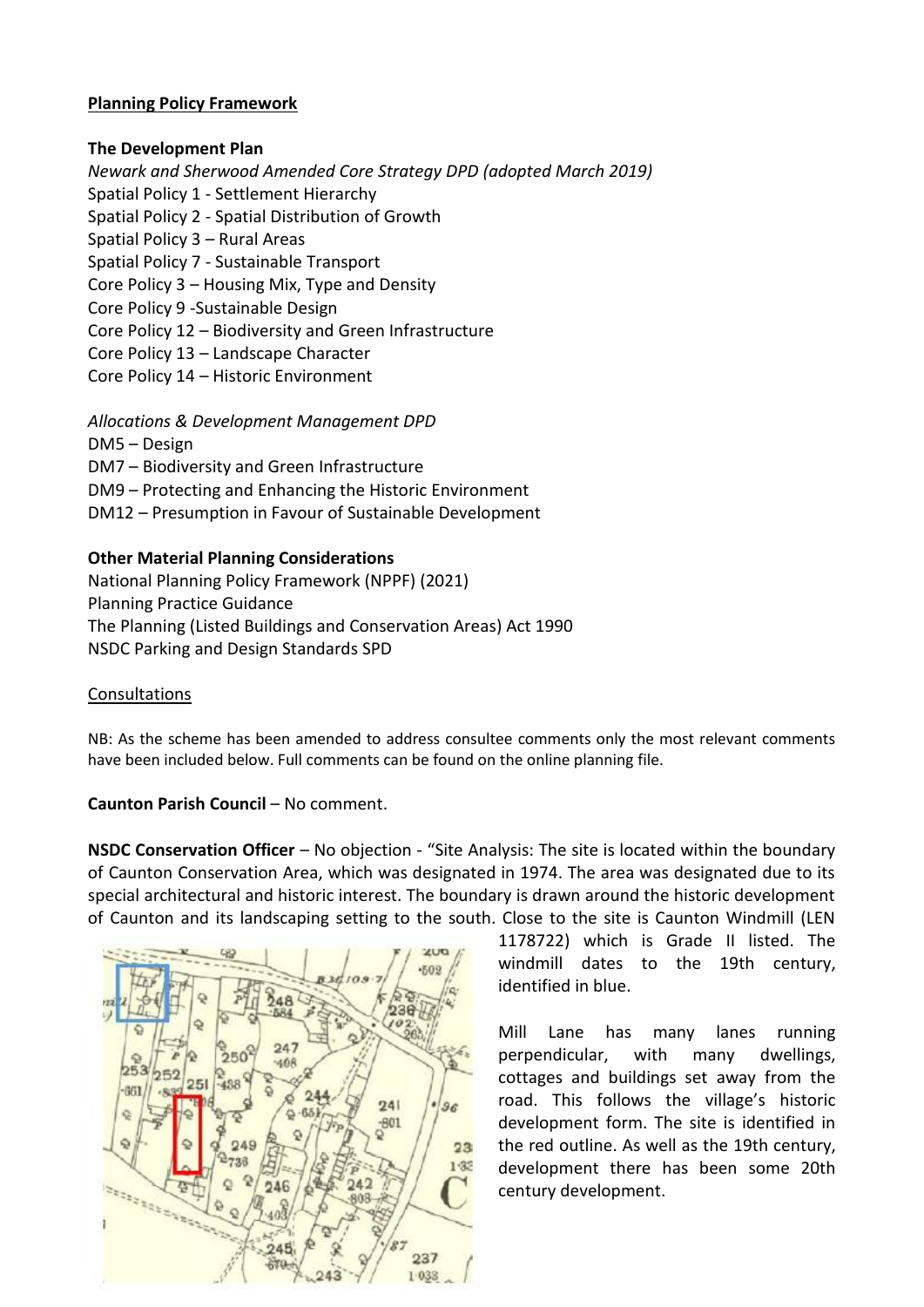**Planning Policy Framework**

**The Development Plan**

*Newark and Sherwood Amended Core Strategy DPD (adopted March 2019)*

Spatial Policy 1 - Settlement Hierarchy
Spatial Policy 2 - Spatial Distribution of Growth
Spatial Policy 3 – Rural Areas
Spatial Policy 7 - Sustainable Transport
Core Policy 3 – Housing Mix, Type and Density
Core Policy 9 -Sustainable Design
Core Policy 12 – Biodiversity and Green Infrastructure
Core Policy 13 – Landscape Character
Core Policy 14 – Historic Environment

*Allocations & Development Management DPD*

DM5 – Design
DM7 – Biodiversity and Green Infrastructure
DM9 – Protecting and Enhancing the Historic Environment
DM12 – Presumption in Favour of Sustainable Development

**Other Material Planning Considerations**

National Planning Policy Framework (NPPF) (2021)
Planning Practice Guidance
The Planning (Listed Buildings and Conservation Areas) Act 1990
NSDC Parking and Design Standards SPD

Consultations

NB: As the scheme has been amended to address consultee comments only the most relevant comments have been included below. Full comments can be found on the online planning file.

**Caunton Parish Council** – No comment.

**NSDC Conservation Officer** – No objection - "Site Analysis: The site is located within the boundary of Caunton Conservation Area, which was designated in 1974. The area was designated due to its special architectural and historic interest. The boundary is drawn around the historic development of Caunton and its landscaping setting to the south. Close to the site is Caunton Windmill (LEN 1178722) which is Grade II listed. The windmill dates to the 19th century, identified in blue.

Mill Lane has many lanes running perpendicular, with many dwellings, cottages and buildings set away from the road. This follows the village's historic development form. The site is identified in the red outline. As well as the 19th century, development there has been some 20th century development.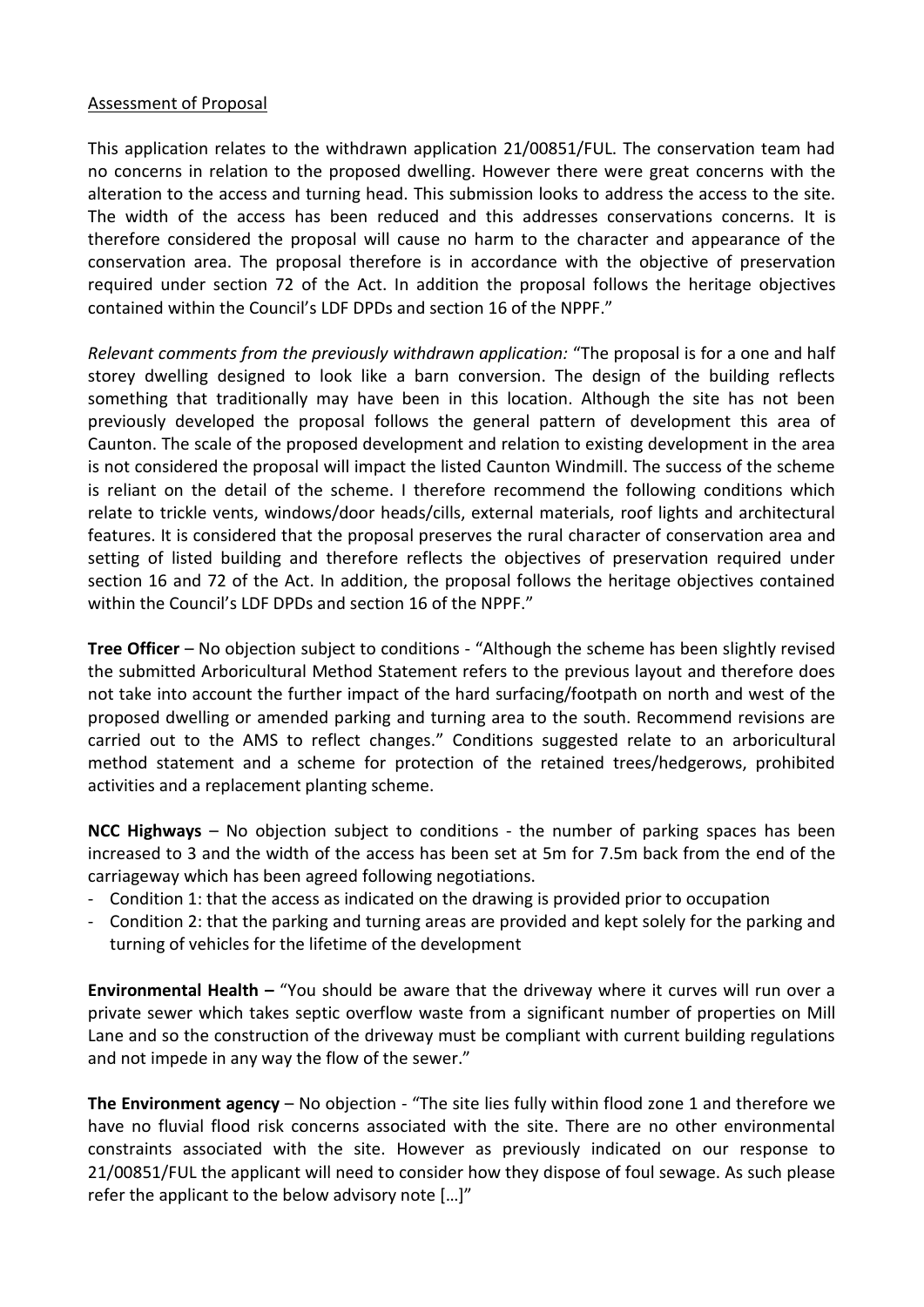Assessment of Proposal

This application relates to the withdrawn application 21/00851/FUL. The conservation team had no concerns in relation to the proposed dwelling. However there were great concerns with the alteration to the access and turning head. This submission looks to address the access to the site. The width of the access has been reduced and this addresses conservations concerns. It is therefore considered the proposal will cause no harm to the character and appearance of the conservation area. The proposal therefore is in accordance with the objective of preservation required under section 72 of the Act. In addition the proposal follows the heritage objectives contained within the Council's LDF DPDs and section 16 of the NPPF."

*Relevant comments from the previously withdrawn application:* "The proposal is for a one and half storey dwelling designed to look like a barn conversion. The design of the building reflects something that traditionally may have been in this location. Although the site has not been previously developed the proposal follows the general pattern of development this area of Caunton. The scale of the proposed development and relation to existing development in the area is not considered the proposal will impact the listed Caunton Windmill. The success of the scheme is reliant on the detail of the scheme. I therefore recommend the following conditions which relate to trickle vents, windows/door heads/cills, external materials, roof lights and architectural features. It is considered that the proposal preserves the rural character of conservation area and setting of listed building and therefore reflects the objectives of preservation required under section 16 and 72 of the Act. In addition, the proposal follows the heritage objectives contained within the Council's LDF DPDs and section 16 of the NPPF."

**Tree Officer** – No objection subject to conditions - "Although the scheme has been slightly revised the submitted Arboricultural Method Statement refers to the previous layout and therefore does not take into account the further impact of the hard surfacing/footpath on north and west of the proposed dwelling or amended parking and turning area to the south. Recommend revisions are carried out to the AMS to reflect changes." Conditions suggested relate to an arboricultural method statement and a scheme for protection of the retained trees/hedgerows, prohibited activities and a replacement planting scheme.

**NCC Highways** – No objection subject to conditions - the number of parking spaces has been increased to 3 and the width of the access has been set at 5m for 7.5m back from the end of the carriageway which has been agreed following negotiations.

- Condition 1: that the access as indicated on the drawing is provided prior to occupation
- Condition 2: that the parking and turning areas are provided and kept solely for the parking and turning of vehicles for the lifetime of the development

**Environmental Health –** "You should be aware that the driveway where it curves will run over a private sewer which takes septic overflow waste from a significant number of properties on Mill Lane and so the construction of the driveway must be compliant with current building regulations and not impede in any way the flow of the sewer."

**The Environment agency** – No objection - "The site lies fully within flood zone 1 and therefore we have no fluvial flood risk concerns associated with the site. There are no other environmental constraints associated with the site. However as previously indicated on our response to 21/00851/FUL the applicant will need to consider how they dispose of foul sewage. As such please refer the applicant to the below advisory note […]"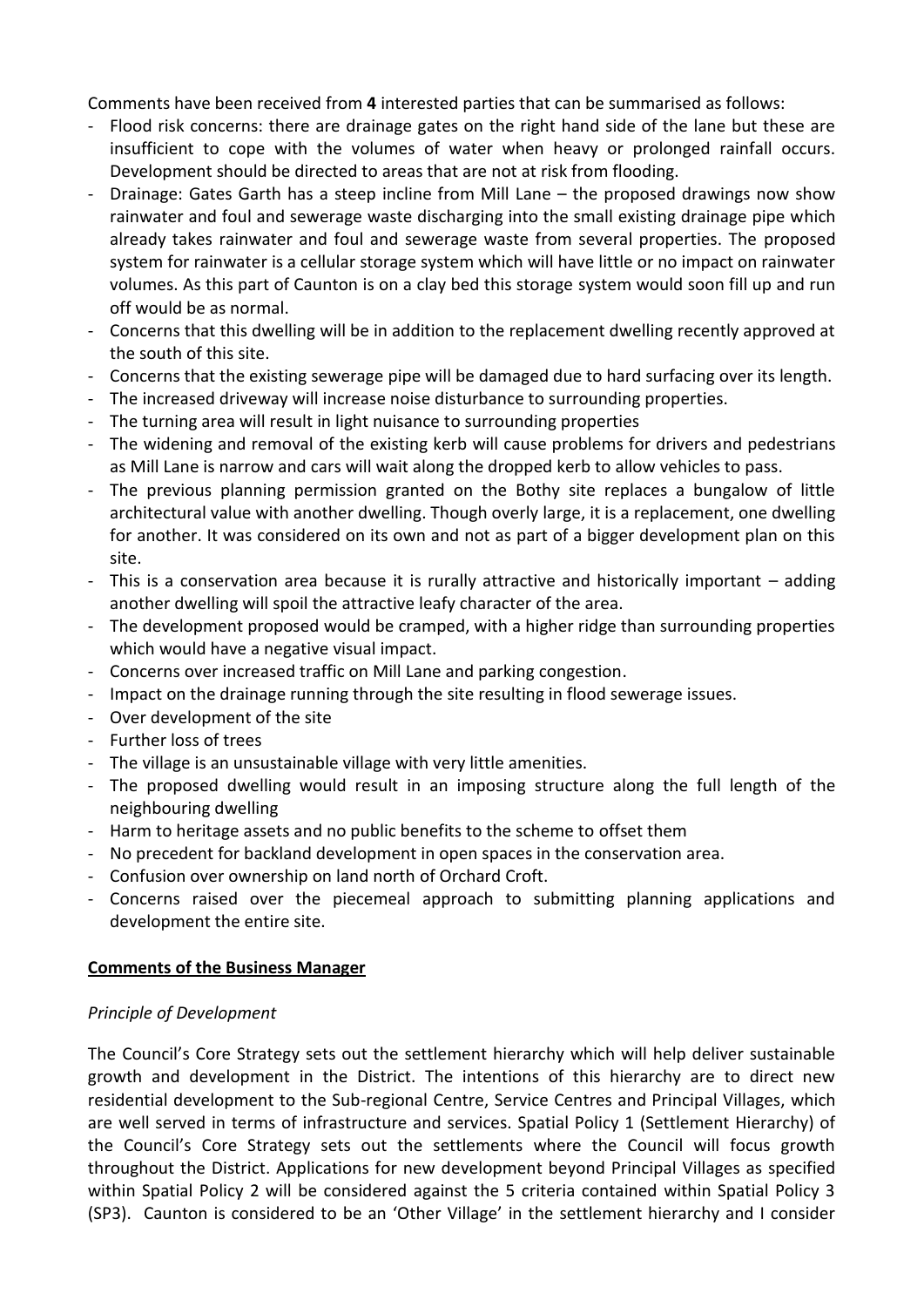Comments have been received from **4** interested parties that can be summarised as follows:

- Flood risk concerns: there are drainage gates on the right hand side of the lane but these are insufficient to cope with the volumes of water when heavy or prolonged rainfall occurs. Development should be directed to areas that are not at risk from flooding.
- Drainage: Gates Garth has a steep incline from Mill Lane – the proposed drawings now show rainwater and foul and sewerage waste discharging into the small existing drainage pipe which already takes rainwater and foul and sewerage waste from several properties. The proposed system for rainwater is a cellular storage system which will have little or no impact on rainwater volumes. As this part of Caunton is on a clay bed this storage system would soon fill up and run off would be as normal.
- Concerns that this dwelling will be in addition to the replacement dwelling recently approved at the south of this site.
- Concerns that the existing sewerage pipe will be damaged due to hard surfacing over its length.
- The increased driveway will increase noise disturbance to surrounding properties.
- The turning area will result in light nuisance to surrounding properties
- The widening and removal of the existing kerb will cause problems for drivers and pedestrians as Mill Lane is narrow and cars will wait along the dropped kerb to allow vehicles to pass.
- The previous planning permission granted on the Bothy site replaces a bungalow of little architectural value with another dwelling. Though overly large, it is a replacement, one dwelling for another. It was considered on its own and not as part of a bigger development plan on this site.
- This is a conservation area because it is rurally attractive and historically important – adding another dwelling will spoil the attractive leafy character of the area.
- The development proposed would be cramped, with a higher ridge than surrounding properties which would have a negative visual impact.
- Concerns over increased traffic on Mill Lane and parking congestion.
- Impact on the drainage running through the site resulting in flood sewerage issues.
- Over development of the site
- Further loss of trees
- The village is an unsustainable village with very little amenities.
- The proposed dwelling would result in an imposing structure along the full length of the neighbouring dwelling
- Harm to heritage assets and no public benefits to the scheme to offset them
- No precedent for backland development in open spaces in the conservation area.
- Confusion over ownership on land north of Orchard Croft.
- Concerns raised over the piecemeal approach to submitting planning applications and development the entire site.

## Comments of the Business Manager

*Principle of Development*

The Council's Core Strategy sets out the settlement hierarchy which will help deliver sustainable growth and development in the District. The intentions of this hierarchy are to direct new residential development to the Sub-regional Centre, Service Centres and Principal Villages, which are well served in terms of infrastructure and services. Spatial Policy 1 (Settlement Hierarchy) of the Council's Core Strategy sets out the settlements where the Council will focus growth throughout the District. Applications for new development beyond Principal Villages as specified within Spatial Policy 2 will be considered against the 5 criteria contained within Spatial Policy 3 (SP3). Caunton is considered to be an 'Other Village' in the settlement hierarchy and I consider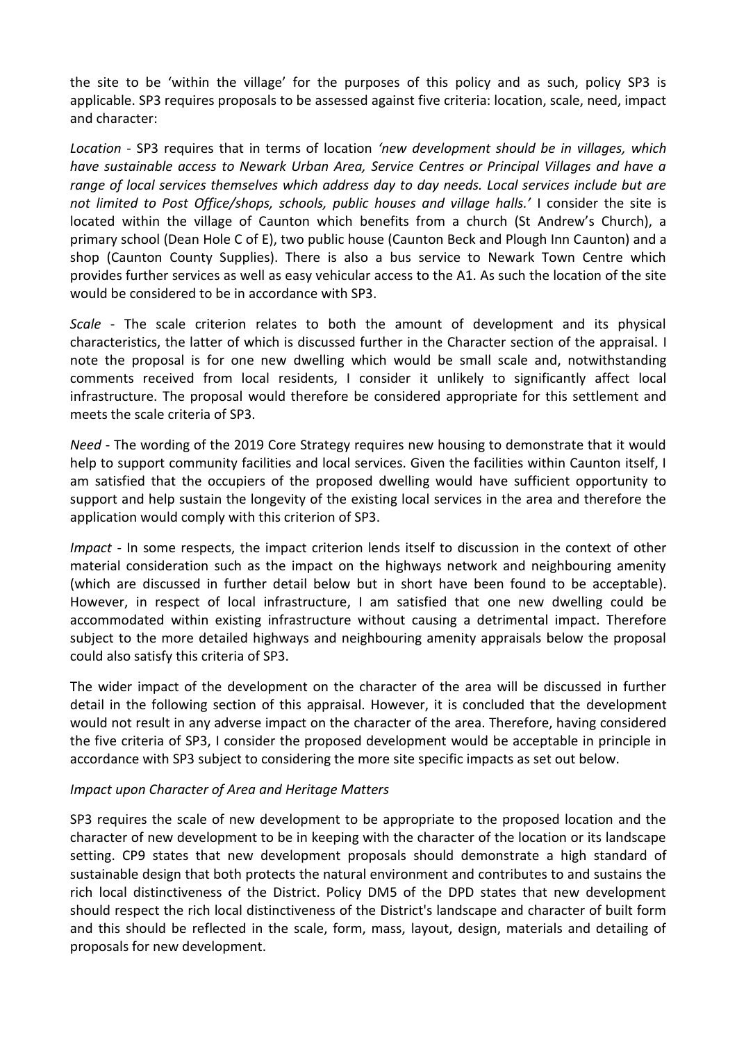the site to be 'within the village' for the purposes of this policy and as such, policy SP3 is applicable. SP3 requires proposals to be assessed against five criteria: location, scale, need, impact and character:

*Location* - SP3 requires that in terms of location *'new development should be in villages, which have sustainable access to Newark Urban Area, Service Centres or Principal Villages and have a range of local services themselves which address day to day needs. Local services include but are not limited to Post Office/shops, schools, public houses and village halls.'* I consider the site is located within the village of Caunton which benefits from a church (St Andrew's Church), a primary school (Dean Hole C of E), two public house (Caunton Beck and Plough Inn Caunton) and a shop (Caunton County Supplies). There is also a bus service to Newark Town Centre which provides further services as well as easy vehicular access to the A1. As such the location of the site would be considered to be in accordance with SP3.

*Scale* - The scale criterion relates to both the amount of development and its physical characteristics, the latter of which is discussed further in the Character section of the appraisal. I note the proposal is for one new dwelling which would be small scale and, notwithstanding comments received from local residents, I consider it unlikely to significantly affect local infrastructure. The proposal would therefore be considered appropriate for this settlement and meets the scale criteria of SP3.

*Need* - The wording of the 2019 Core Strategy requires new housing to demonstrate that it would help to support community facilities and local services. Given the facilities within Caunton itself, I am satisfied that the occupiers of the proposed dwelling would have sufficient opportunity to support and help sustain the longevity of the existing local services in the area and therefore the application would comply with this criterion of SP3.

*Impact* - In some respects, the impact criterion lends itself to discussion in the context of other material consideration such as the impact on the highways network and neighbouring amenity (which are discussed in further detail below but in short have been found to be acceptable). However, in respect of local infrastructure, I am satisfied that one new dwelling could be accommodated within existing infrastructure without causing a detrimental impact. Therefore subject to the more detailed highways and neighbouring amenity appraisals below the proposal could also satisfy this criteria of SP3.

The wider impact of the development on the character of the area will be discussed in further detail in the following section of this appraisal. However, it is concluded that the development would not result in any adverse impact on the character of the area. Therefore, having considered the five criteria of SP3, I consider the proposed development would be acceptable in principle in accordance with SP3 subject to considering the more site specific impacts as set out below.

*Impact upon Character of Area and Heritage Matters*

SP3 requires the scale of new development to be appropriate to the proposed location and the character of new development to be in keeping with the character of the location or its landscape setting. CP9 states that new development proposals should demonstrate a high standard of sustainable design that both protects the natural environment and contributes to and sustains the rich local distinctiveness of the District. Policy DM5 of the DPD states that new development should respect the rich local distinctiveness of the District's landscape and character of built form and this should be reflected in the scale, form, mass, layout, design, materials and detailing of proposals for new development.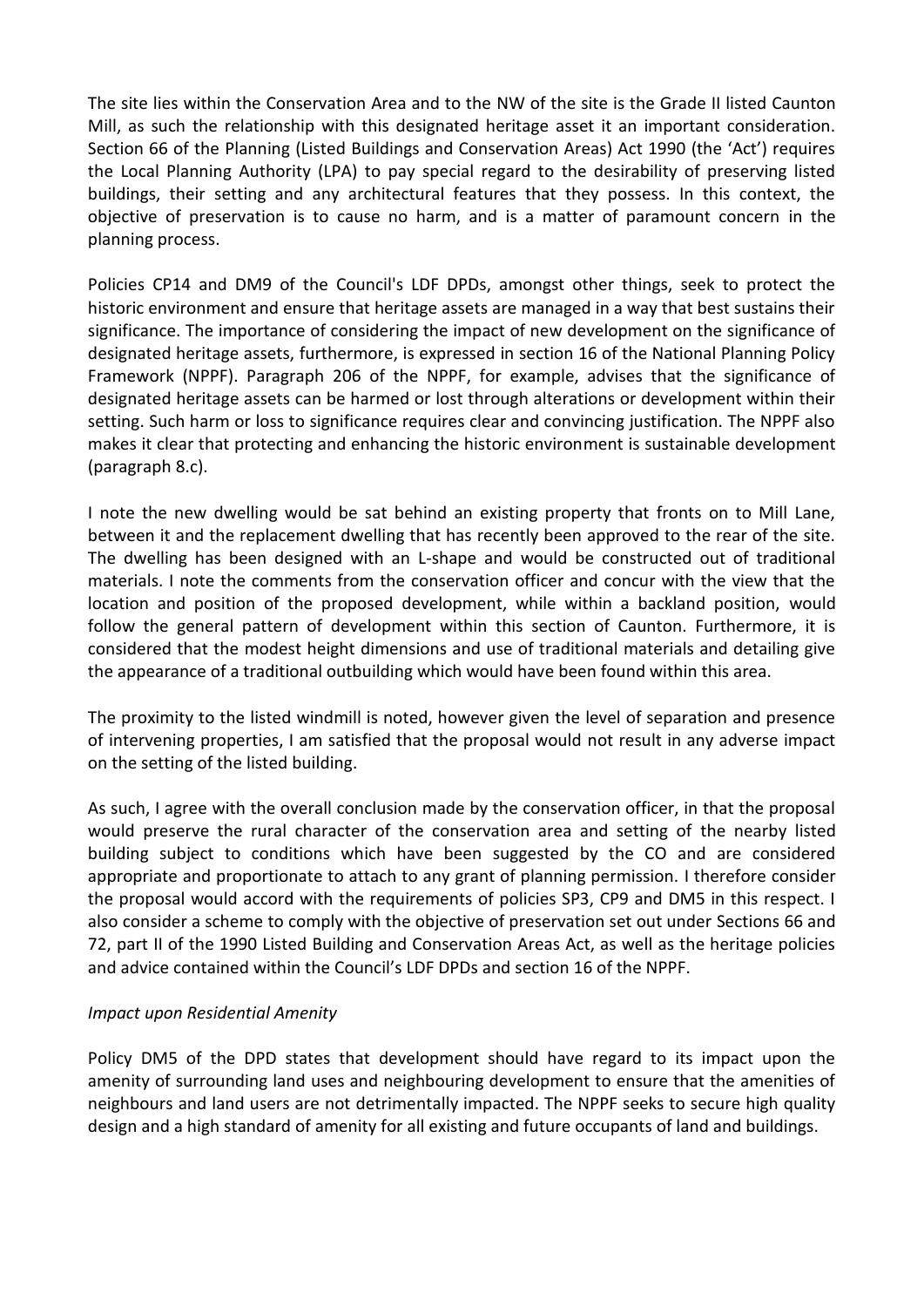The site lies within the Conservation Area and to the NW of the site is the Grade II listed Caunton Mill, as such the relationship with this designated heritage asset it an important consideration. Section 66 of the Planning (Listed Buildings and Conservation Areas) Act 1990 (the 'Act') requires the Local Planning Authority (LPA) to pay special regard to the desirability of preserving listed buildings, their setting and any architectural features that they possess. In this context, the objective of preservation is to cause no harm, and is a matter of paramount concern in the planning process.

Policies CP14 and DM9 of the Council's LDF DPDs, amongst other things, seek to protect the historic environment and ensure that heritage assets are managed in a way that best sustains their significance. The importance of considering the impact of new development on the significance of designated heritage assets, furthermore, is expressed in section 16 of the National Planning Policy Framework (NPPF). Paragraph 206 of the NPPF, for example, advises that the significance of designated heritage assets can be harmed or lost through alterations or development within their setting. Such harm or loss to significance requires clear and convincing justification. The NPPF also makes it clear that protecting and enhancing the historic environment is sustainable development (paragraph 8.c).

I note the new dwelling would be sat behind an existing property that fronts on to Mill Lane, between it and the replacement dwelling that has recently been approved to the rear of the site. The dwelling has been designed with an L-shape and would be constructed out of traditional materials. I note the comments from the conservation officer and concur with the view that the location and position of the proposed development, while within a backland position, would follow the general pattern of development within this section of Caunton. Furthermore, it is considered that the modest height dimensions and use of traditional materials and detailing give the appearance of a traditional outbuilding which would have been found within this area.

The proximity to the listed windmill is noted, however given the level of separation and presence of intervening properties, I am satisfied that the proposal would not result in any adverse impact on the setting of the listed building.

As such, I agree with the overall conclusion made by the conservation officer, in that the proposal would preserve the rural character of the conservation area and setting of the nearby listed building subject to conditions which have been suggested by the CO and are considered appropriate and proportionate to attach to any grant of planning permission. I therefore consider the proposal would accord with the requirements of policies SP3, CP9 and DM5 in this respect. I also consider a scheme to comply with the objective of preservation set out under Sections 66 and 72, part II of the 1990 Listed Building and Conservation Areas Act, as well as the heritage policies and advice contained within the Council's LDF DPDs and section 16 of the NPPF.

*Impact upon Residential Amenity*

Policy DM5 of the DPD states that development should have regard to its impact upon the amenity of surrounding land uses and neighbouring development to ensure that the amenities of neighbours and land users are not detrimentally impacted. The NPPF seeks to secure high quality design and a high standard of amenity for all existing and future occupants of land and buildings.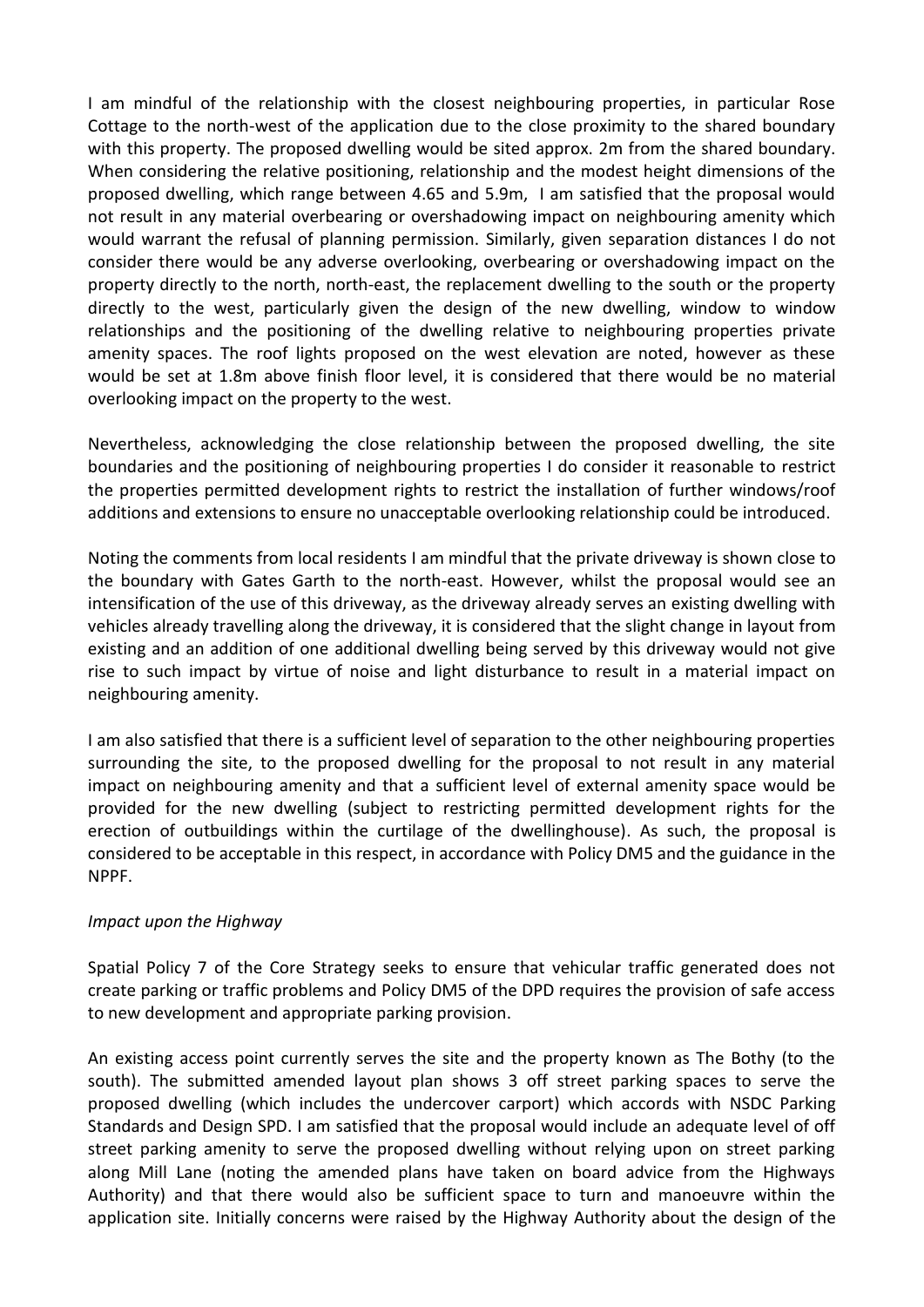I am mindful of the relationship with the closest neighbouring properties, in particular Rose Cottage to the north-west of the application due to the close proximity to the shared boundary with this property. The proposed dwelling would be sited approx. 2m from the shared boundary. When considering the relative positioning, relationship and the modest height dimensions of the proposed dwelling, which range between 4.65 and 5.9m, I am satisfied that the proposal would not result in any material overbearing or overshadowing impact on neighbouring amenity which would warrant the refusal of planning permission. Similarly, given separation distances I do not consider there would be any adverse overlooking, overbearing or overshadowing impact on the property directly to the north, north-east, the replacement dwelling to the south or the property directly to the west, particularly given the design of the new dwelling, window to window relationships and the positioning of the dwelling relative to neighbouring properties private amenity spaces. The roof lights proposed on the west elevation are noted, however as these would be set at 1.8m above finish floor level, it is considered that there would be no material overlooking impact on the property to the west.

Nevertheless, acknowledging the close relationship between the proposed dwelling, the site boundaries and the positioning of neighbouring properties I do consider it reasonable to restrict the properties permitted development rights to restrict the installation of further windows/roof additions and extensions to ensure no unacceptable overlooking relationship could be introduced.

Noting the comments from local residents I am mindful that the private driveway is shown close to the boundary with Gates Garth to the north-east. However, whilst the proposal would see an intensification of the use of this driveway, as the driveway already serves an existing dwelling with vehicles already travelling along the driveway, it is considered that the slight change in layout from existing and an addition of one additional dwelling being served by this driveway would not give rise to such impact by virtue of noise and light disturbance to result in a material impact on neighbouring amenity.

I am also satisfied that there is a sufficient level of separation to the other neighbouring properties surrounding the site, to the proposed dwelling for the proposal to not result in any material impact on neighbouring amenity and that a sufficient level of external amenity space would be provided for the new dwelling (subject to restricting permitted development rights for the erection of outbuildings within the curtilage of the dwellinghouse). As such, the proposal is considered to be acceptable in this respect, in accordance with Policy DM5 and the guidance in the NPPF.

*Impact upon the Highway*

Spatial Policy 7 of the Core Strategy seeks to ensure that vehicular traffic generated does not create parking or traffic problems and Policy DM5 of the DPD requires the provision of safe access to new development and appropriate parking provision.

An existing access point currently serves the site and the property known as The Bothy (to the south). The submitted amended layout plan shows 3 off street parking spaces to serve the proposed dwelling (which includes the undercover carport) which accords with NSDC Parking Standards and Design SPD. I am satisfied that the proposal would include an adequate level of off street parking amenity to serve the proposed dwelling without relying upon on street parking along Mill Lane (noting the amended plans have taken on board advice from the Highways Authority) and that there would also be sufficient space to turn and manoeuvre within the application site. Initially concerns were raised by the Highway Authority about the design of the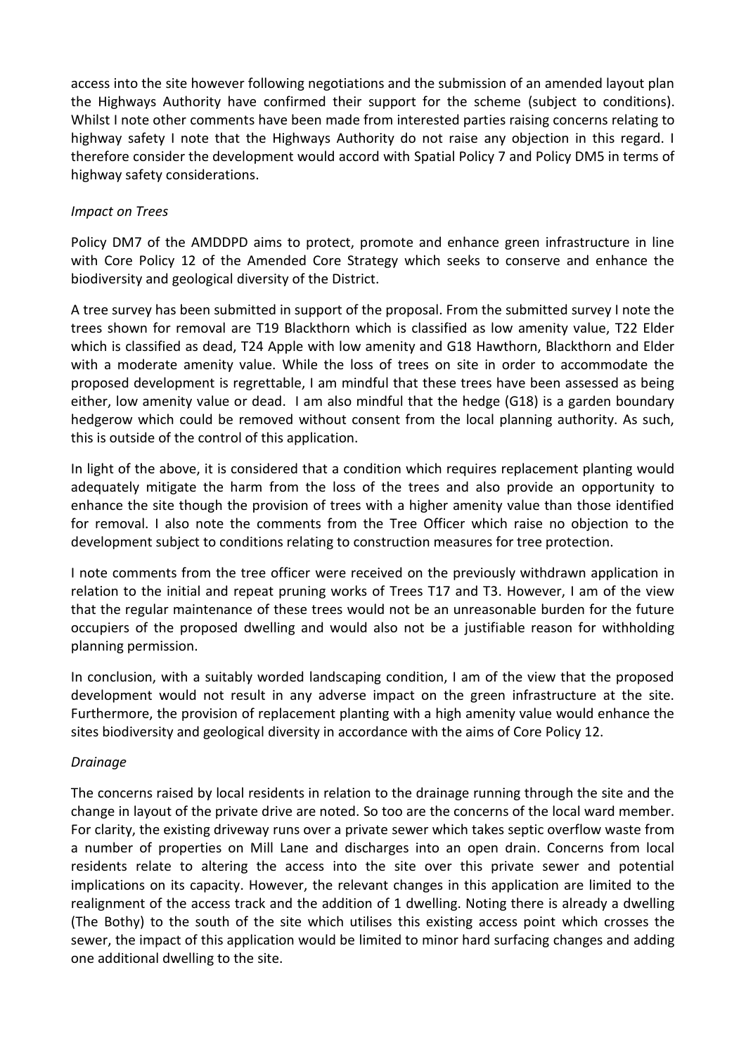access into the site however following negotiations and the submission of an amended layout plan the Highways Authority have confirmed their support for the scheme (subject to conditions). Whilst I note other comments have been made from interested parties raising concerns relating to highway safety I note that the Highways Authority do not raise any objection in this regard. I therefore consider the development would accord with Spatial Policy 7 and Policy DM5 in terms of highway safety considerations.

*Impact on Trees*

Policy DM7 of the AMDDPD aims to protect, promote and enhance green infrastructure in line with Core Policy 12 of the Amended Core Strategy which seeks to conserve and enhance the biodiversity and geological diversity of the District.

A tree survey has been submitted in support of the proposal. From the submitted survey I note the trees shown for removal are T19 Blackthorn which is classified as low amenity value, T22 Elder which is classified as dead, T24 Apple with low amenity and G18 Hawthorn, Blackthorn and Elder with a moderate amenity value. While the loss of trees on site in order to accommodate the proposed development is regrettable, I am mindful that these trees have been assessed as being either, low amenity value or dead. I am also mindful that the hedge (G18) is a garden boundary hedgerow which could be removed without consent from the local planning authority. As such, this is outside of the control of this application.

In light of the above, it is considered that a condition which requires replacement planting would adequately mitigate the harm from the loss of the trees and also provide an opportunity to enhance the site though the provision of trees with a higher amenity value than those identified for removal. I also note the comments from the Tree Officer which raise no objection to the development subject to conditions relating to construction measures for tree protection.

I note comments from the tree officer were received on the previously withdrawn application in relation to the initial and repeat pruning works of Trees T17 and T3. However, I am of the view that the regular maintenance of these trees would not be an unreasonable burden for the future occupiers of the proposed dwelling and would also not be a justifiable reason for withholding planning permission.

In conclusion, with a suitably worded landscaping condition, I am of the view that the proposed development would not result in any adverse impact on the green infrastructure at the site. Furthermore, the provision of replacement planting with a high amenity value would enhance the sites biodiversity and geological diversity in accordance with the aims of Core Policy 12.

*Drainage*

The concerns raised by local residents in relation to the drainage running through the site and the change in layout of the private drive are noted. So too are the concerns of the local ward member. For clarity, the existing driveway runs over a private sewer which takes septic overflow waste from a number of properties on Mill Lane and discharges into an open drain. Concerns from local residents relate to altering the access into the site over this private sewer and potential implications on its capacity. However, the relevant changes in this application are limited to the realignment of the access track and the addition of 1 dwelling. Noting there is already a dwelling (The Bothy) to the south of the site which utilises this existing access point which crosses the sewer, the impact of this application would be limited to minor hard surfacing changes and adding one additional dwelling to the site.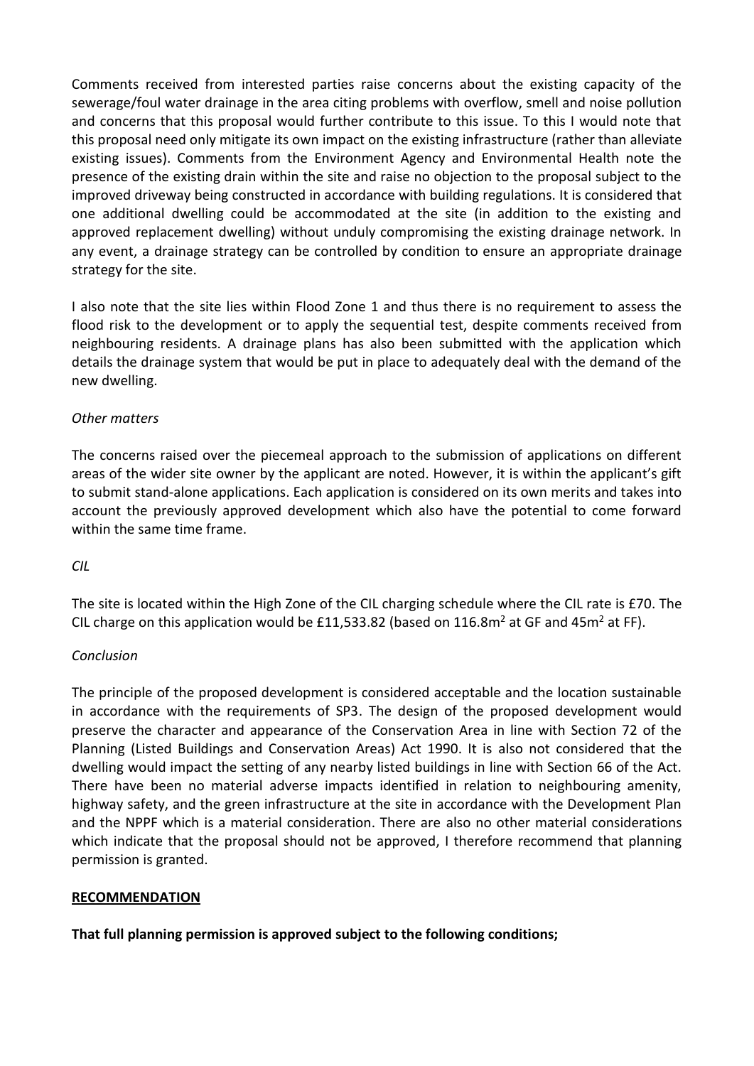Comments received from interested parties raise concerns about the existing capacity of the sewerage/foul water drainage in the area citing problems with overflow, smell and noise pollution and concerns that this proposal would further contribute to this issue. To this I would note that this proposal need only mitigate its own impact on the existing infrastructure (rather than alleviate existing issues). Comments from the Environment Agency and Environmental Health note the presence of the existing drain within the site and raise no objection to the proposal subject to the improved driveway being constructed in accordance with building regulations. It is considered that one additional dwelling could be accommodated at the site (in addition to the existing and approved replacement dwelling) without unduly compromising the existing drainage network. In any event, a drainage strategy can be controlled by condition to ensure an appropriate drainage strategy for the site.

I also note that the site lies within Flood Zone 1 and thus there is no requirement to assess the flood risk to the development or to apply the sequential test, despite comments received from neighbouring residents. A drainage plans has also been submitted with the application which details the drainage system that would be put in place to adequately deal with the demand of the new dwelling.

*Other matters*

The concerns raised over the piecemeal approach to the submission of applications on different areas of the wider site owner by the applicant are noted. However, it is within the applicant's gift to submit stand-alone applications. Each application is considered on its own merits and takes into account the previously approved development which also have the potential to come forward within the same time frame.

*CIL*

The site is located within the High Zone of the CIL charging schedule where the CIL rate is £70. The CIL charge on this application would be £11,533.82 (based on 116.8m$^2$ at GF and 45m$^2$ at FF).

*Conclusion*

The principle of the proposed development is considered acceptable and the location sustainable in accordance with the requirements of SP3. The design of the proposed development would preserve the character and appearance of the Conservation Area in line with Section 72 of the Planning (Listed Buildings and Conservation Areas) Act 1990. It is also not considered that the dwelling would impact the setting of any nearby listed buildings in line with Section 66 of the Act. There have been no material adverse impacts identified in relation to neighbouring amenity, highway safety, and the green infrastructure at the site in accordance with the Development Plan and the NPPF which is a material consideration. There are also no other material considerations which indicate that the proposal should not be approved, I therefore recommend that planning permission is granted.

**RECOMMENDATION**

**That full planning permission is approved subject to the following conditions;**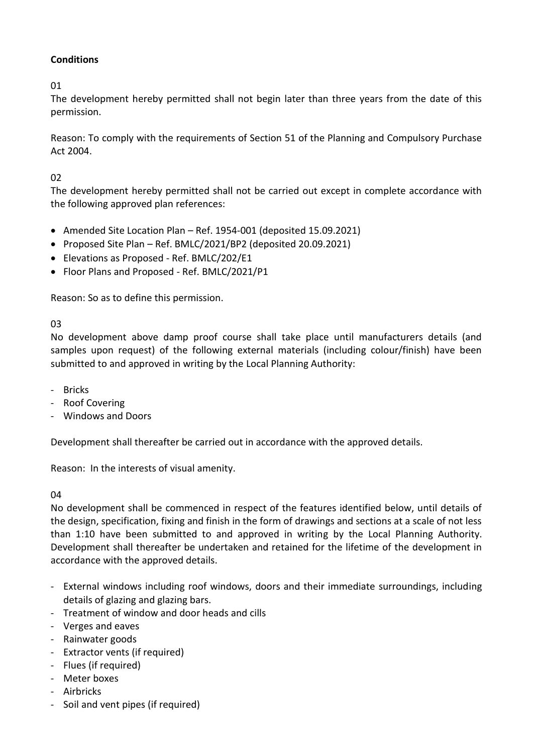**Conditions**

01

The development hereby permitted shall not begin later than three years from the date of this permission.

Reason: To comply with the requirements of Section 51 of the Planning and Compulsory Purchase Act 2004.

02

The development hereby permitted shall not be carried out except in complete accordance with the following approved plan references:

- Amended Site Location Plan – Ref. 1954-001 (deposited 15.09.2021)
- Proposed Site Plan – Ref. BMLC/2021/BP2 (deposited 20.09.2021)
- Elevations as Proposed - Ref. BMLC/202/E1
- Floor Plans and Proposed - Ref. BMLC/2021/P1

Reason: So as to define this permission.

03

No development above damp proof course shall take place until manufacturers details (and samples upon request) of the following external materials (including colour/finish) have been submitted to and approved in writing by the Local Planning Authority:

- Bricks
- Roof Covering
- Windows and Doors

Development shall thereafter be carried out in accordance with the approved details.

Reason: In the interests of visual amenity.

04

No development shall be commenced in respect of the features identified below, until details of the design, specification, fixing and finish in the form of drawings and sections at a scale of not less than 1:10 have been submitted to and approved in writing by the Local Planning Authority. Development shall thereafter be undertaken and retained for the lifetime of the development in accordance with the approved details.

- External windows including roof windows, doors and their immediate surroundings, including details of glazing and glazing bars.
- Treatment of window and door heads and cills
- Verges and eaves
- Rainwater goods
- Extractor vents (if required)
- Flues (if required)
- Meter boxes
- Airbricks
- Soil and vent pipes (if required)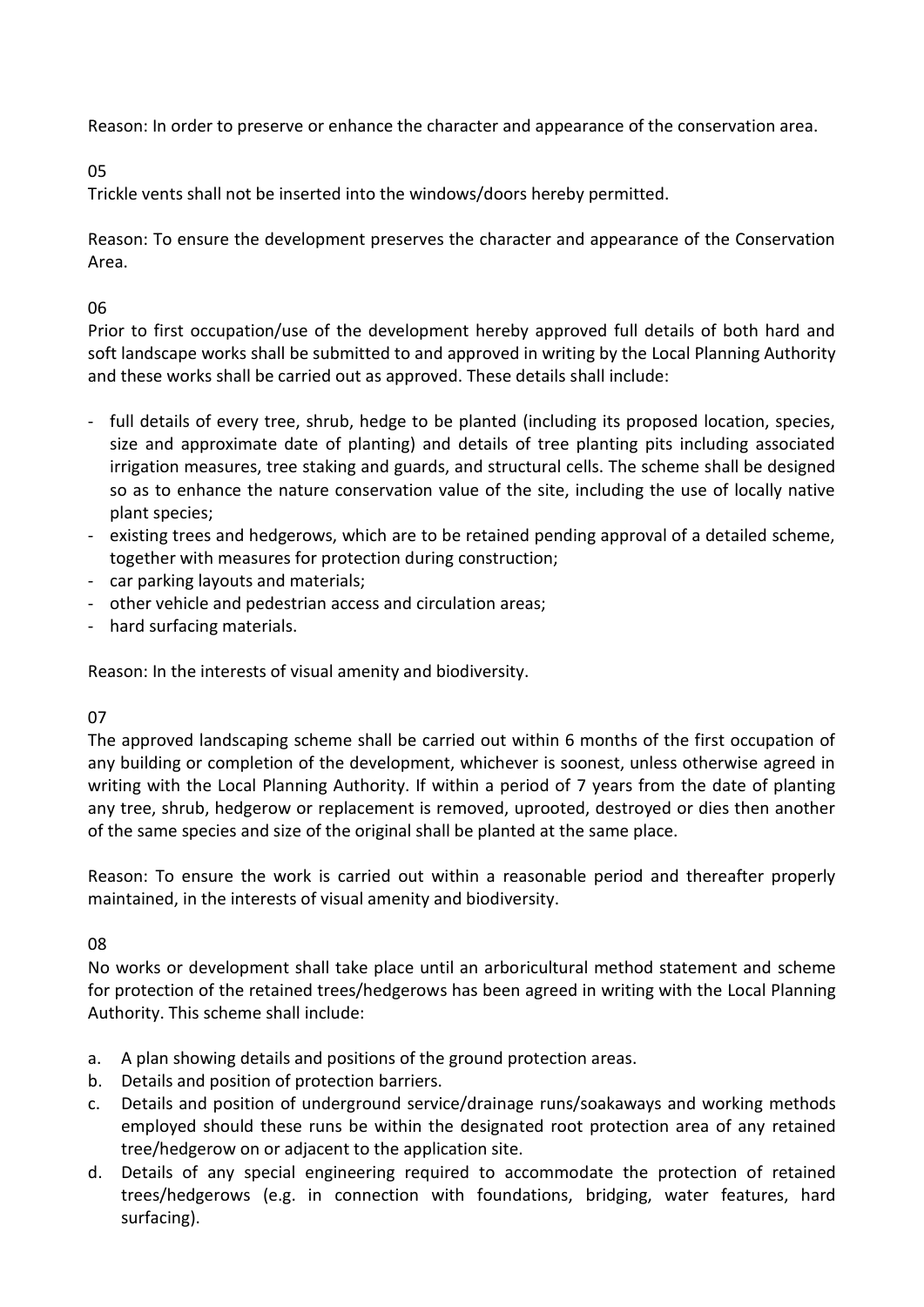Reason: In order to preserve or enhance the character and appearance of the conservation area.

05

Trickle vents shall not be inserted into the windows/doors hereby permitted.

Reason: To ensure the development preserves the character and appearance of the Conservation Area.

06

Prior to first occupation/use of the development hereby approved full details of both hard and soft landscape works shall be submitted to and approved in writing by the Local Planning Authority and these works shall be carried out as approved. These details shall include:

- full details of every tree, shrub, hedge to be planted (including its proposed location, species, size and approximate date of planting) and details of tree planting pits including associated irrigation measures, tree staking and guards, and structural cells. The scheme shall be designed so as to enhance the nature conservation value of the site, including the use of locally native plant species;
- existing trees and hedgerows, which are to be retained pending approval of a detailed scheme, together with measures for protection during construction;
- car parking layouts and materials;
- other vehicle and pedestrian access and circulation areas;
- hard surfacing materials.

Reason: In the interests of visual amenity and biodiversity.

07

The approved landscaping scheme shall be carried out within 6 months of the first occupation of any building or completion of the development, whichever is soonest, unless otherwise agreed in writing with the Local Planning Authority. If within a period of 7 years from the date of planting any tree, shrub, hedgerow or replacement is removed, uprooted, destroyed or dies then another of the same species and size of the original shall be planted at the same place.

Reason: To ensure the work is carried out within a reasonable period and thereafter properly maintained, in the interests of visual amenity and biodiversity.

08

No works or development shall take place until an arboricultural method statement and scheme for protection of the retained trees/hedgerows has been agreed in writing with the Local Planning Authority. This scheme shall include:

a. A plan showing details and positions of the ground protection areas.
b. Details and position of protection barriers.
c. Details and position of underground service/drainage runs/soakaways and working methods employed should these runs be within the designated root protection area of any retained tree/hedgerow on or adjacent to the application site.
d. Details of any special engineering required to accommodate the protection of retained trees/hedgerows (e.g. in connection with foundations, bridging, water features, hard surfacing).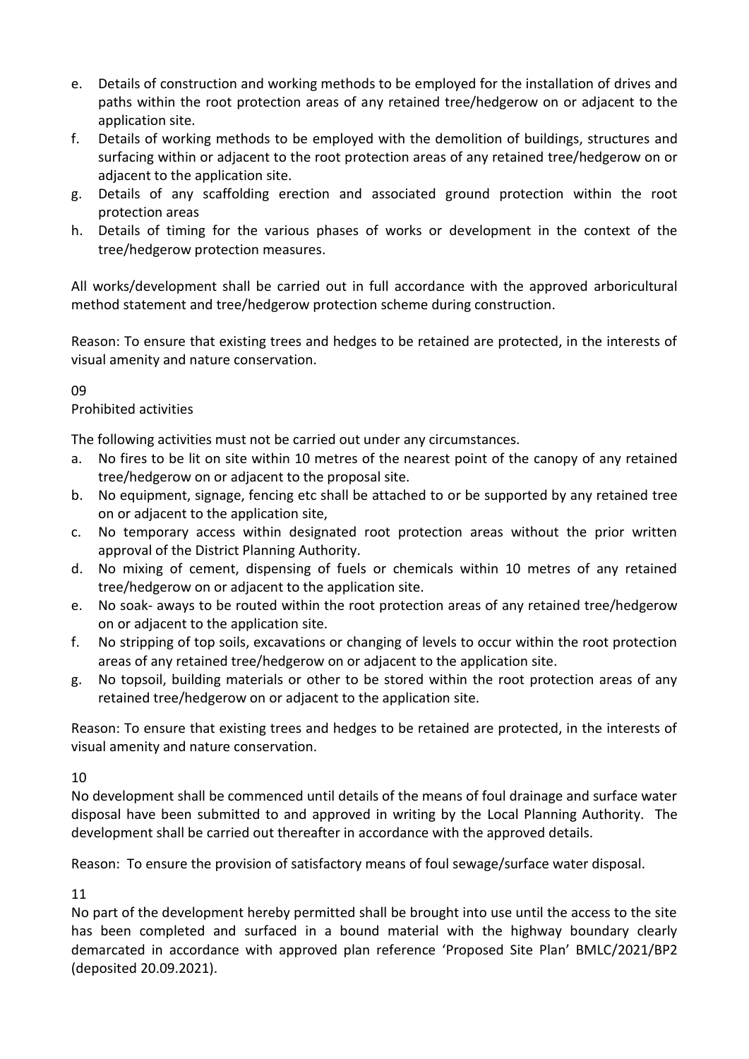e. Details of construction and working methods to be employed for the installation of drives and paths within the root protection areas of any retained tree/hedgerow on or adjacent to the application site.
f. Details of working methods to be employed with the demolition of buildings, structures and surfacing within or adjacent to the root protection areas of any retained tree/hedgerow on or adjacent to the application site.
g. Details of any scaffolding erection and associated ground protection within the root protection areas
h. Details of timing for the various phases of works or development in the context of the tree/hedgerow protection measures.

All works/development shall be carried out in full accordance with the approved arboricultural method statement and tree/hedgerow protection scheme during construction.

Reason: To ensure that existing trees and hedges to be retained are protected, in the interests of visual amenity and nature conservation.

09

Prohibited activities

The following activities must not be carried out under any circumstances.

a. No fires to be lit on site within 10 metres of the nearest point of the canopy of any retained tree/hedgerow on or adjacent to the proposal site.
b. No equipment, signage, fencing etc shall be attached to or be supported by any retained tree on or adjacent to the application site,
c. No temporary access within designated root protection areas without the prior written approval of the District Planning Authority.
d. No mixing of cement, dispensing of fuels or chemicals within 10 metres of any retained tree/hedgerow on or adjacent to the application site.
e. No soak- aways to be routed within the root protection areas of any retained tree/hedgerow on or adjacent to the application site.
f. No stripping of top soils, excavations or changing of levels to occur within the root protection areas of any retained tree/hedgerow on or adjacent to the application site.
g. No topsoil, building materials or other to be stored within the root protection areas of any retained tree/hedgerow on or adjacent to the application site.

Reason: To ensure that existing trees and hedges to be retained are protected, in the interests of visual amenity and nature conservation.

10

No development shall be commenced until details of the means of foul drainage and surface water disposal have been submitted to and approved in writing by the Local Planning Authority. The development shall be carried out thereafter in accordance with the approved details.

Reason: To ensure the provision of satisfactory means of foul sewage/surface water disposal.

11

No part of the development hereby permitted shall be brought into use until the access to the site has been completed and surfaced in a bound material with the highway boundary clearly demarcated in accordance with approved plan reference 'Proposed Site Plan' BMLC/2021/BP2 (deposited 20.09.2021).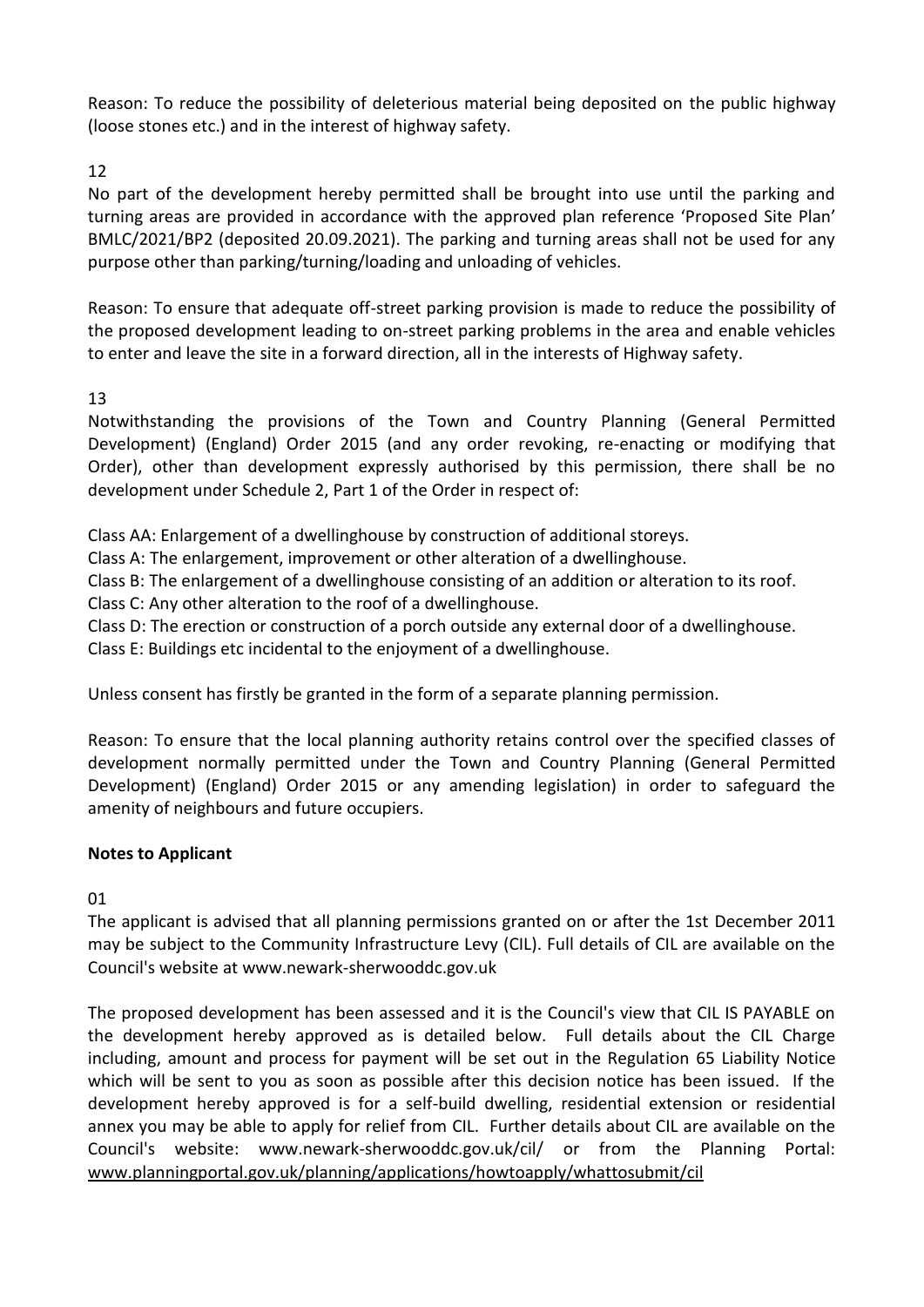Reason: To reduce the possibility of deleterious material being deposited on the public highway (loose stones etc.) and in the interest of highway safety.

12

No part of the development hereby permitted shall be brought into use until the parking and turning areas are provided in accordance with the approved plan reference 'Proposed Site Plan' BMLC/2021/BP2 (deposited 20.09.2021). The parking and turning areas shall not be used for any purpose other than parking/turning/loading and unloading of vehicles.

Reason: To ensure that adequate off-street parking provision is made to reduce the possibility of the proposed development leading to on-street parking problems in the area and enable vehicles to enter and leave the site in a forward direction, all in the interests of Highway safety.

13

Notwithstanding the provisions of the Town and Country Planning (General Permitted Development) (England) Order 2015 (and any order revoking, re-enacting or modifying that Order), other than development expressly authorised by this permission, there shall be no development under Schedule 2, Part 1 of the Order in respect of:

Class AA: Enlargement of a dwellinghouse by construction of additional storeys.
Class A: The enlargement, improvement or other alteration of a dwellinghouse.
Class B: The enlargement of a dwellinghouse consisting of an addition or alteration to its roof.
Class C: Any other alteration to the roof of a dwellinghouse.
Class D: The erection or construction of a porch outside any external door of a dwellinghouse.
Class E: Buildings etc incidental to the enjoyment of a dwellinghouse.

Unless consent has firstly be granted in the form of a separate planning permission.

Reason: To ensure that the local planning authority retains control over the specified classes of development normally permitted under the Town and Country Planning (General Permitted Development) (England) Order 2015 or any amending legislation) in order to safeguard the amenity of neighbours and future occupiers.

**Notes to Applicant**

01

The applicant is advised that all planning permissions granted on or after the 1st December 2011 may be subject to the Community Infrastructure Levy (CIL). Full details of CIL are available on the Council's website at www.newark-sherwooddc.gov.uk

The proposed development has been assessed and it is the Council's view that CIL IS PAYABLE on the development hereby approved as is detailed below. Full details about the CIL Charge including, amount and process for payment will be set out in the Regulation 65 Liability Notice which will be sent to you as soon as possible after this decision notice has been issued. If the development hereby approved is for a self-build dwelling, residential extension or residential annex you may be able to apply for relief from CIL. Further details about CIL are available on the Council's website: www.newark-sherwooddc.gov.uk/cil/ or from the Planning Portal: www.planningportal.gov.uk/planning/applications/howtoapply/whattosubmit/cil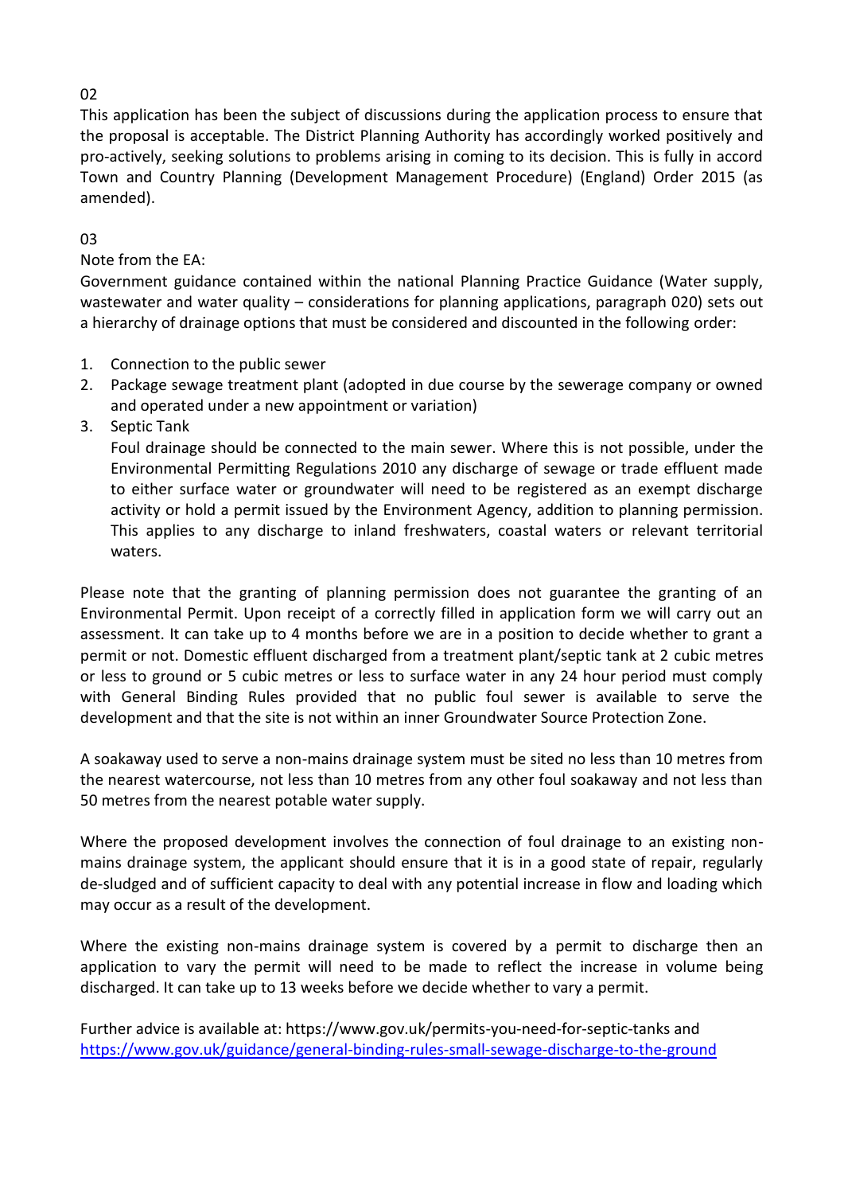02

This application has been the subject of discussions during the application process to ensure that the proposal is acceptable. The District Planning Authority has accordingly worked positively and pro-actively, seeking solutions to problems arising in coming to its decision. This is fully in accord Town and Country Planning (Development Management Procedure) (England) Order 2015 (as amended).

03

Note from the EA:

Government guidance contained within the national Planning Practice Guidance (Water supply, wastewater and water quality – considerations for planning applications, paragraph 020) sets out a hierarchy of drainage options that must be considered and discounted in the following order:

1. Connection to the public sewer
2. Package sewage treatment plant (adopted in due course by the sewerage company or owned and operated under a new appointment or variation)
3. Septic Tank

   Foul drainage should be connected to the main sewer. Where this is not possible, under the Environmental Permitting Regulations 2010 any discharge of sewage or trade effluent made to either surface water or groundwater will need to be registered as an exempt discharge activity or hold a permit issued by the Environment Agency, addition to planning permission. This applies to any discharge to inland freshwaters, coastal waters or relevant territorial waters.

Please note that the granting of planning permission does not guarantee the granting of an Environmental Permit. Upon receipt of a correctly filled in application form we will carry out an assessment. It can take up to 4 months before we are in a position to decide whether to grant a permit or not. Domestic effluent discharged from a treatment plant/septic tank at 2 cubic metres or less to ground or 5 cubic metres or less to surface water in any 24 hour period must comply with General Binding Rules provided that no public foul sewer is available to serve the development and that the site is not within an inner Groundwater Source Protection Zone.

A soakaway used to serve a non-mains drainage system must be sited no less than 10 metres from the nearest watercourse, not less than 10 metres from any other foul soakaway and not less than 50 metres from the nearest potable water supply.

Where the proposed development involves the connection of foul drainage to an existing non-mains drainage system, the applicant should ensure that it is in a good state of repair, regularly de-sludged and of sufficient capacity to deal with any potential increase in flow and loading which may occur as a result of the development.

Where the existing non-mains drainage system is covered by a permit to discharge then an application to vary the permit will need to be made to reflect the increase in volume being discharged. It can take up to 13 weeks before we decide whether to vary a permit.

Further advice is available at: https://www.gov.uk/permits-you-need-for-septic-tanks and https://www.gov.uk/guidance/general-binding-rules-small-sewage-discharge-to-the-ground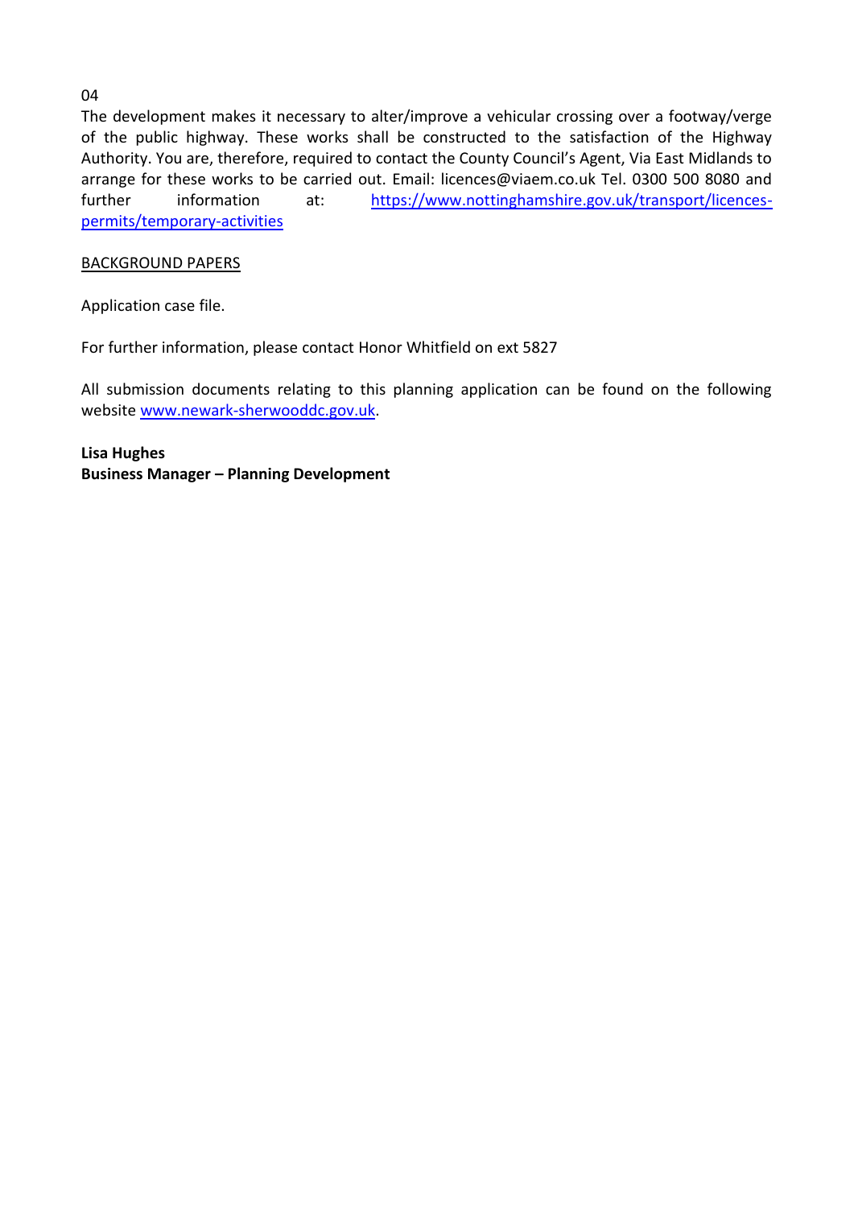04

The development makes it necessary to alter/improve a vehicular crossing over a footway/verge of the public highway. These works shall be constructed to the satisfaction of the Highway Authority. You are, therefore, required to contact the County Council's Agent, Via East Midlands to arrange for these works to be carried out. Email: licences@viaem.co.uk Tel. 0300 500 8080 and further information at: https://www.nottinghamshire.gov.uk/transport/licences-permits/temporary-activities

BACKGROUND PAPERS

Application case file.

For further information, please contact Honor Whitfield on ext 5827

All submission documents relating to this planning application can be found on the following website www.newark-sherwooddc.gov.uk.

**Lisa Hughes**
**Business Manager – Planning Development**